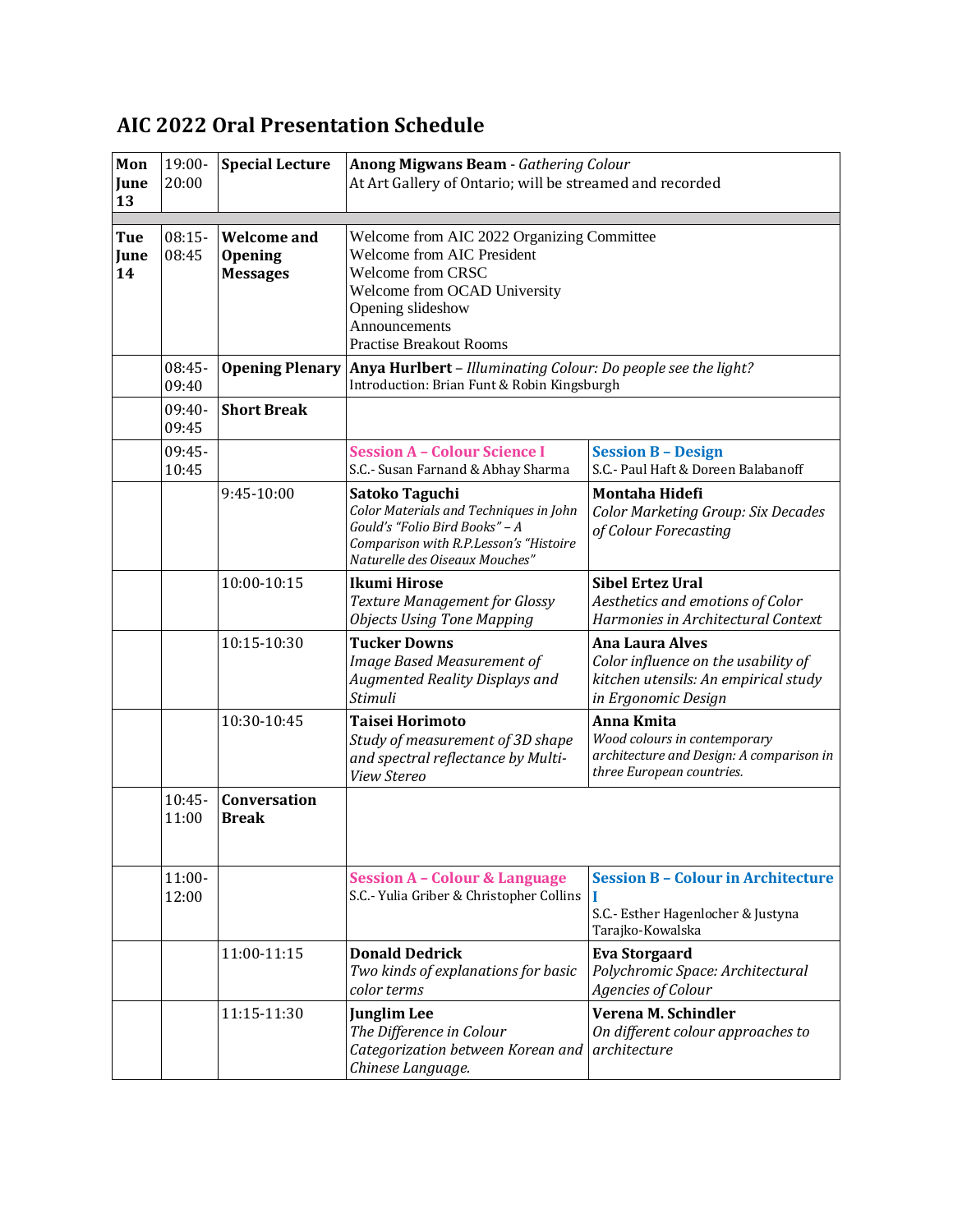# AIC 2022 Oral Presentation Schedule

| | | | | |
|---|---|---|---|---|
| **Mon June 13** | 19:00-20:00 | **Special Lecture** | **Anong Migwans Beam** - *Gathering Colour*<br>At Art Gallery of Ontario; will be streamed and recorded | |
| | | | | |
| **Tue June 14** | 08:15-08:45 | **Welcome and Opening Messages** | Welcome from AIC 2022 Organizing Committee<br>Welcome from AIC President<br>Welcome from CRSC<br>Welcome from OCAD University<br>Opening slideshow<br>Announcements<br>Practise Breakout Rooms | |
| | 08:45-09:40 | **Opening Plenary** | **Anya Hurlbert** – *Illuminating Colour: Do people see the light?*<br>Introduction: Brian Funt & Robin Kingsburgh | |
| | 09:40-09:45 | **Short Break** | | |
| | 09:45-10:45 | | **Session A – Colour Science I**<br>S.C.- Susan Farnand & Abhay Sharma | **Session B – Design**<br>S.C.- Paul Haft & Doreen Balabanoff |
| | | 9:45-10:00 | **Satoko Taguchi**<br>*Color Materials and Techniques in John Gould's "Folio Bird Books" – A Comparison with R.P.Lesson's "Histoire Naturelle des Oiseaux Mouches"* | **Montaha Hidefi**<br>*Color Marketing Group: Six Decades of Colour Forecasting* |
| | | 10:00-10:15 | **Ikumi Hirose**<br>*Texture Management for Glossy Objects Using Tone Mapping* | **Sibel Ertez Ural**<br>*Aesthetics and emotions of Color Harmonies in Architectural Context* |
| | | 10:15-10:30 | **Tucker Downs**<br>*Image Based Measurement of Augmented Reality Displays and Stimuli* | **Ana Laura Alves**<br>*Color influence on the usability of kitchen utensils: An empirical study in Ergonomic Design* |
| | | 10:30-10:45 | **Taisei Horimoto**<br>*Study of measurement of 3D shape and spectral reflectance by Multi-View Stereo* | **Anna Kmita**<br>*Wood colours in contemporary architecture and Design: A comparison in three European countries.* |
| | 10:45-11:00 | **Conversation Break** | | |
| | 11:00-12:00 | | **Session A – Colour & Language**<br>S.C.- Yulia Griber & Christopher Collins | **Session B – Colour in Architecture I**<br>S.C.- Esther Hagenlocher & Justyna Tarajko-Kowalska |
| | | 11:00-11:15 | **Donald Dedrick**<br>*Two kinds of explanations for basic color terms* | **Eva Storgaard**<br>*Polychromic Space: Architectural Agencies of Colour* |
| | | 11:15-11:30 | **Junglim Lee**<br>*The Difference in Colour Categorization between Korean and Chinese Language.* | **Verena M. Schindler**<br>*On different colour approaches to architecture* |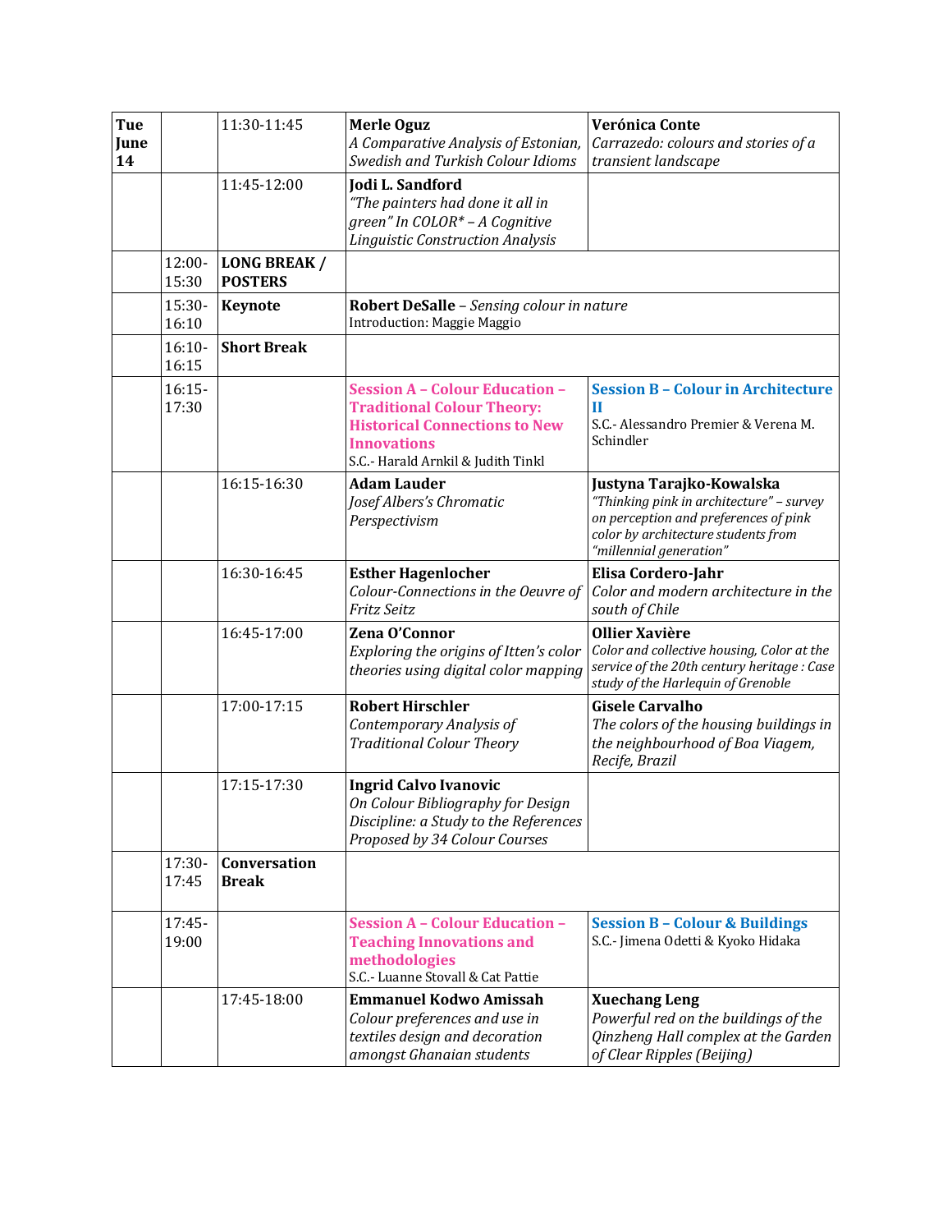| Tue June 14 | | 11:30-11:45 | **Merle Oguz** *A Comparative Analysis of Estonian, Swedish and Turkish Colour Idioms* | **Verónica Conte** *Carrazedo: colours and stories of a transient landscape* |
|---|---|---|---|---|
| | | 11:45-12:00 | **Jodi L. Sandford** *"The painters had done it all in green" In COLOR* – A Cognitive Linguistic Construction Analysis* | |
| | 12:00-15:30 | **LONG BREAK / POSTERS** | | |
| | 15:30-16:10 | **Keynote** | **Robert DeSalle** – *Sensing colour in nature* Introduction: Maggie Maggio | |
| | 16:10-16:15 | **Short Break** | | |
| | 16:15-17:30 | | **Session A – Colour Education – Traditional Colour Theory: Historical Connections to New Innovations** S.C.- Harald Arnkil & Judith Tinkl | **Session B – Colour in Architecture II** S.C.- Alessandro Premier & Verena M. Schindler |
| | | 16:15-16:30 | **Adam Lauder** *Josef Albers's Chromatic Perspectivism* | **Justyna Tarajko-Kowalska** *"Thinking pink in architecture" – survey on perception and preferences of pink color by architecture students from "millennial generation"* |
| | | 16:30-16:45 | **Esther Hagenlocher** *Colour-Connections in the Oeuvre of Fritz Seitz* | **Elisa Cordero-Jahr** *Color and modern architecture in the south of Chile* |
| | | 16:45-17:00 | **Zena O'Connor** *Exploring the origins of Itten's color theories using digital color mapping* | **Ollier Xavière** *Color and collective housing, Color at the service of the 20th century heritage : Case study of the Harlequin of Grenoble* |
| | | 17:00-17:15 | **Robert Hirschler** *Contemporary Analysis of Traditional Colour Theory* | **Gisele Carvalho** *The colors of the housing buildings in the neighbourhood of Boa Viagem, Recife, Brazil* |
| | | 17:15-17:30 | **Ingrid Calvo Ivanovic** *On Colour Bibliography for Design Discipline: a Study to the References Proposed by 34 Colour Courses* | |
| | 17:30-17:45 | **Conversation Break** | | |
| | 17:45-19:00 | | **Session A – Colour Education – Teaching Innovations and methodologies** S.C.- Luanne Stovall & Cat Pattie | **Session B – Colour & Buildings** S.C.- Jimena Odetti & Kyoko Hidaka |
| | | 17:45-18:00 | **Emmanuel Kodwo Amissah** *Colour preferences and use in textiles design and decoration amongst Ghanaian students* | **Xuechang Leng** *Powerful red on the buildings of the Qinzheng Hall complex at the Garden of Clear Ripples (Beijing)* |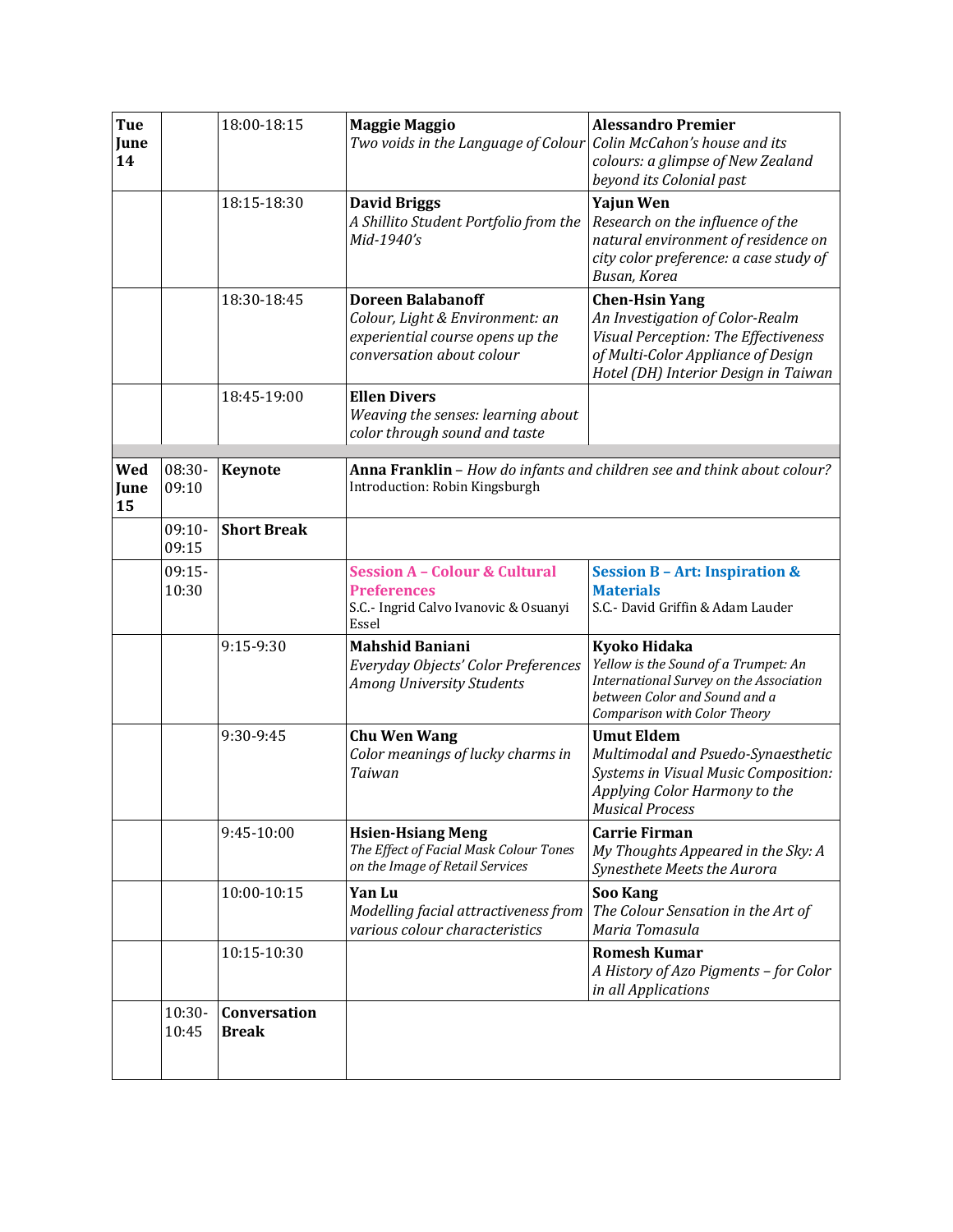| | | | | |
|---|---|---|---|---|
| **Tue June 14** | | 18:00-18:15 | **Maggie Maggio** *Two voids in the Language of Colour* | **Alessandro Premier** *Colin McCahon's house and its colours: a glimpse of New Zealand beyond its Colonial past* |
| | | 18:15-18:30 | **David Briggs** *A Shillito Student Portfolio from the Mid-1940's* | **Yajun Wen** *Research on the influence of the natural environment of residence on city color preference: a case study of Busan, Korea* |
| | | 18:30-18:45 | **Doreen Balabanoff** *Colour, Light & Environment: an experiential course opens up the conversation about colour* | **Chen-Hsin Yang** *An Investigation of Color-Realm Visual Perception: The Effectiveness of Multi-Color Appliance of Design Hotel (DH) Interior Design in Taiwan* |
| | | 18:45-19:00 | **Ellen Divers** *Weaving the senses: learning about color through sound and taste* | |
| | | | | |
| **Wed June 15** | 08:30-09:10 | **Keynote** | **Anna Franklin** – *How do infants and children see and think about colour?* Introduction: Robin Kingsburgh | |
| | 09:10-09:15 | **Short Break** | | |
| | 09:15-10:30 | | **Session A – Colour & Cultural Preferences** S.C.- Ingrid Calvo Ivanovic & Osuanyi Essel | **Session B – Art: Inspiration & Materials** S.C.- David Griffin & Adam Lauder |
| | | 9:15-9:30 | **Mahshid Baniani** *Everyday Objects' Color Preferences Among University Students* | **Kyoko Hidaka** *Yellow is the Sound of a Trumpet: An International Survey on the Association between Color and Sound and a Comparison with Color Theory* |
| | | 9:30-9:45 | **Chu Wen Wang** *Color meanings of lucky charms in Taiwan* | **Umut Eldem** *Multimodal and Psuedo-Synaesthetic Systems in Visual Music Composition: Applying Color Harmony to the Musical Process* |
| | | 9:45-10:00 | **Hsien-Hsiang Meng** *The Effect of Facial Mask Colour Tones on the Image of Retail Services* | **Carrie Firman** *My Thoughts Appeared in the Sky: A Synesthete Meets the Aurora* |
| | | 10:00-10:15 | **Yan Lu** *Modelling facial attractiveness from various colour characteristics* | **Soo Kang** *The Colour Sensation in the Art of Maria Tomasula* |
| | | 10:15-10:30 | | **Romesh Kumar** *A History of Azo Pigments – for Color in all Applications* |
| | 10:30-10:45 | **Conversation Break** | | |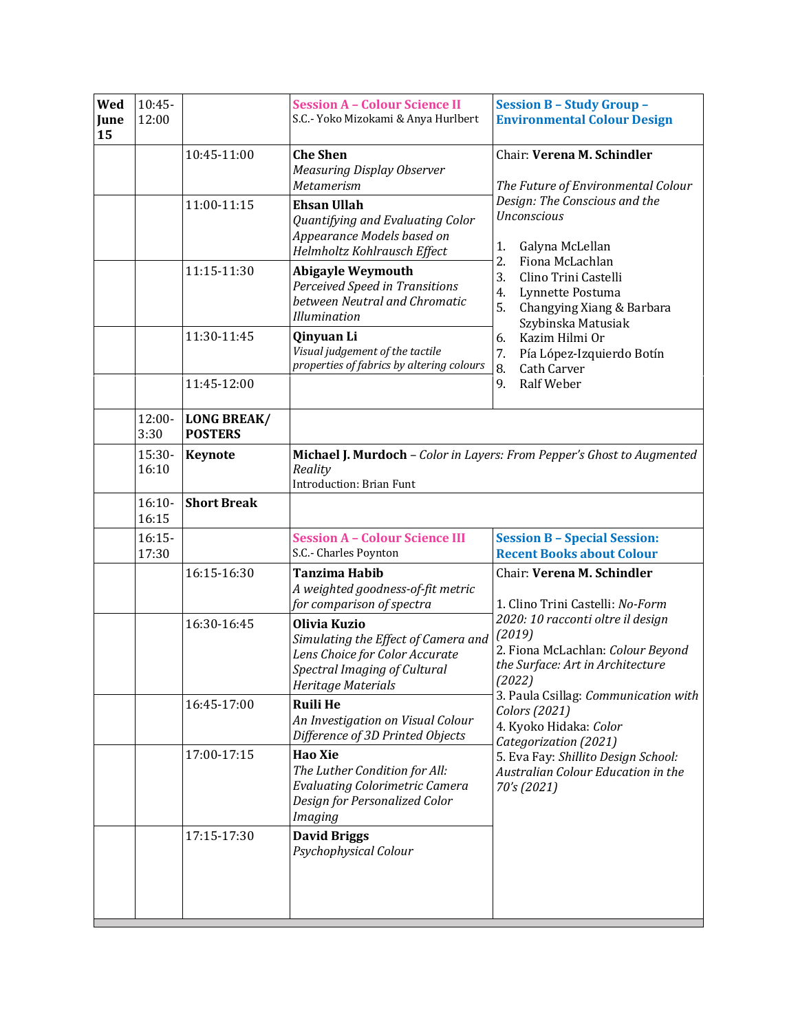| Wed June 15 | 10:45-12:00 | | **Session A – Colour Science II**<br>S.C.- Yoko Mizokami & Anya Hurlbert | **Session B – Study Group – Environmental Colour Design** |
|---|---|---|---|---|
| | | 10:45-11:00 | **Che Shen**<br>*Measuring Display Observer Metamerism* | Chair: **Verena M. Schindler**<br><br>*The Future of Environmental Colour Design: The Conscious and the Unconscious*<br><br>1. Galyna McLellan<br>2. Fiona McLachlan<br>3. Clino Trini Castelli<br>4. Lynnette Postuma<br>5. Changying Xiang & Barbara Szybinska Matusiak<br>6. Kazim Hilmi Or<br>7. Pía López-Izquierdo Botín<br>8. Cath Carver<br>9. Ralf Weber |
| | | 11:00-11:15 | **Ehsan Ullah**<br>*Quantifying and Evaluating Color Appearance Models based on Helmholtz Kohlrausch Effect* | |
| | | 11:15-11:30 | **Abigayle Weymouth**<br>*Perceived Speed in Transitions between Neutral and Chromatic Illumination* | |
| | | 11:30-11:45 | **Qinyuan Li**<br>*Visual judgement of the tactile properties of fabrics by altering colours* | |
| | | 11:45-12:00 | | |
| | 12:00-3:30 | **LONG BREAK/ POSTERS** | | |
| | 15:30-16:10 | **Keynote** | **Michael J. Murdoch** – *Color in Layers: From Pepper's Ghost to Augmented Reality*<br>Introduction: Brian Funt | |
| | 16:10-16:15 | **Short Break** | | |
| | 16:15-17:30 | | **Session A – Colour Science III**<br>S.C.- Charles Poynton | **Session B – Special Session: Recent Books about Colour** |
| | | 16:15-16:30 | **Tanzima Habib**<br>*A weighted goodness-of-fit metric for comparison of spectra* | Chair: **Verena M. Schindler**<br><br>1. Clino Trini Castelli: *No-Form 2020: 10 racconti oltre il design (2019)*<br>2. Fiona McLachlan: *Colour Beyond the Surface: Art in Architecture (2022)*<br>3. Paula Csillag: *Communication with Colors (2021)*<br>4. Kyoko Hidaka: *Color Categorization (2021)*<br>5. Eva Fay: *Shillito Design School: Australian Colour Education in the 70's (2021)* |
| | | 16:30-16:45 | **Olivia Kuzio**<br>*Simulating the Effect of Camera and Lens Choice for Color Accurate Spectral Imaging of Cultural Heritage Materials* | |
| | | 16:45-17:00 | **Ruili He**<br>*An Investigation on Visual Colour Difference of 3D Printed Objects* | |
| | | 17:00-17:15 | **Hao Xie**<br>*The Luther Condition for All: Evaluating Colorimetric Camera Design for Personalized Color Imaging* | |
| | | 17:15-17:30 | **David Briggs**<br>*Psychophysical Colour* | |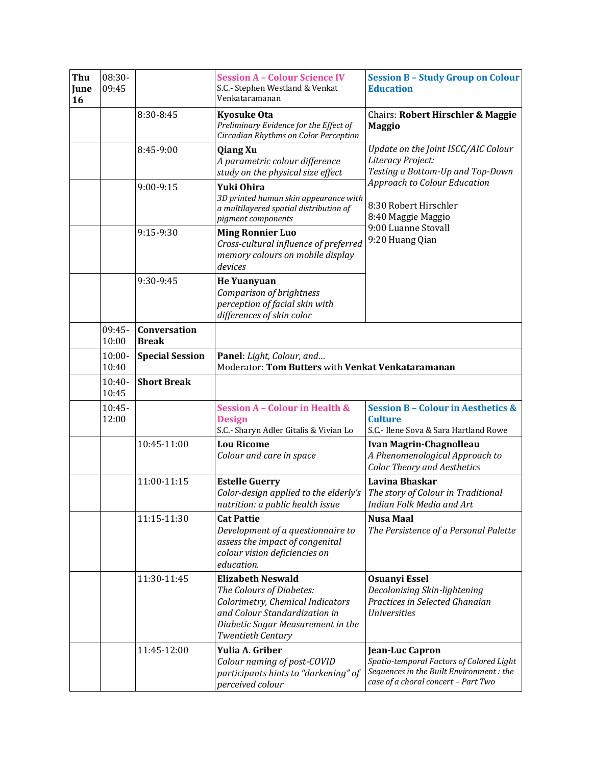| Thu June 16 | 08:30-09:45 | | **Session A – Colour Science IV**<br>S.C.- Stephen Westland & Venkat Venkataramanan | **Session B – Study Group on Colour Education** |
|---|---|---|---|---|
| | | 8:30-8:45 | **Kyosuke Ota**<br>*Preliminary Evidence for the Effect of Circadian Rhythms on Color Perception* | Chairs: **Robert Hirschler & Maggie Maggio**<br><br>*Update on the Joint ISCC/AIC Colour Literacy Project: Testing a Bottom-Up and Top-Down Approach to Colour Education*<br><br>8:30 Robert Hirschler<br>8:40 Maggie Maggio<br>9:00 Luanne Stovall<br>9:20 Huang Qian |
| | | 8:45-9:00 | **Qiang Xu**<br>*A parametric colour difference study on the physical size effect* | |
| | | 9:00-9:15 | **Yuki Ohira**<br>*3D printed human skin appearance with a multilayered spatial distribution of pigment components* | |
| | | 9:15-9:30 | **Ming Ronnier Luo**<br>*Cross-cultural influence of preferred memory colours on mobile display devices* | |
| | | 9:30-9:45 | **He Yuanyuan**<br>*Comparison of brightness perception of facial skin with differences of skin color* | |
| | 09:45-10:00 | **Conversation Break** | | |
| | 10:00-10:40 | **Special Session** | **Panel**: *Light, Colour, and…*<br>Moderator: **Tom Butters** with **Venkat Venkataramanan** | |
| | 10:40-10:45 | **Short Break** | | |
| | 10:45-12:00 | | **Session A – Colour in Health & Design**<br>S.C.- Sharyn Adler Gitalis & Vivian Lo | **Session B – Colour in Aesthetics & Culture**<br>S.C.- Ilene Sova & Sara Hartland Rowe |
| | | 10:45-11:00 | **Lou Ricome**<br>*Colour and care in space* | **Ivan Magrin-Chagnolleau**<br>*A Phenomenological Approach to Color Theory and Aesthetics* |
| | | 11:00-11:15 | **Estelle Guerry**<br>*Color-design applied to the elderly's nutrition: a public health issue* | **Lavina Bhaskar**<br>*The story of Colour in Traditional Indian Folk Media and Art* |
| | | 11:15-11:30 | **Cat Pattie**<br>*Development of a questionnaire to assess the impact of congenital colour vision deficiencies on education.* | **Nusa Maal**<br>*The Persistence of a Personal Palette* |
| | | 11:30-11:45 | **Elizabeth Neswald**<br>*The Colours of Diabetes: Colorimetry, Chemical Indicators and Colour Standardization in Diabetic Sugar Measurement in the Twentieth Century* | **Osuanyi Essel**<br>*Decolonising Skin-lightening Practices in Selected Ghanaian Universities* |
| | | 11:45-12:00 | **Yulia A. Griber**<br>*Colour naming of post-COVID participants hints to "darkening" of perceived colour* | **Jean-Luc Capron**<br>*Spatio-temporal Factors of Colored Light Sequences in the Built Environment : the case of a choral concert – Part Two* |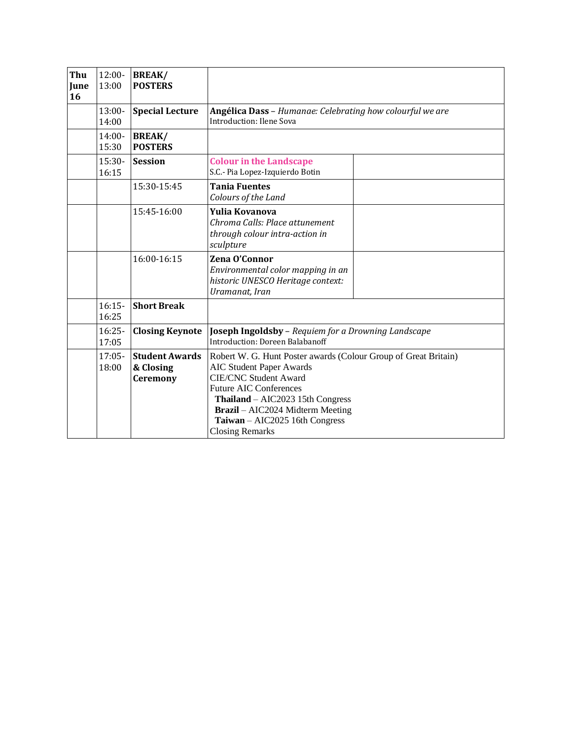| | | | | |
|---|---|---|---|---|
| **Thu June 16** | 12:00-13:00 | **BREAK/ POSTERS** | | |
| | 13:00-14:00 | **Special Lecture** | **Angélica Dass** – *Humanae: Celebrating how colourful we are*<br>Introduction: Ilene Sova | |
| | 14:00-15:30 | **BREAK/ POSTERS** | | |
| | 15:30-16:15 | **Session** | **Colour in the Landscape**<br>S.C.- Pia Lopez-Izquierdo Botin | |
| | | 15:30-15:45 | **Tania Fuentes**<br>*Colours of the Land* | |
| | | 15:45-16:00 | **Yulia Kovanova**<br>*Chroma Calls: Place attunement through colour intra-action in sculpture* | |
| | | 16:00-16:15 | **Zena O'Connor**<br>*Environmental color mapping in an historic UNESCO Heritage context: Uramanat, Iran* | |
| | 16:15-16:25 | **Short Break** | | |
| | 16:25-17:05 | **Closing Keynote** | **Joseph Ingoldsby** – *Requiem for a Drowning Landscape*<br>Introduction: Doreen Balabanoff | |
| | 17:05-18:00 | **Student Awards & Closing Ceremony** | Robert W. G. Hunt Poster awards (Colour Group of Great Britain)<br>AIC Student Paper Awards<br>CIE/CNC Student Award<br>Future AIC Conferences<br>**Thailand** – AIC2023 15th Congress<br>**Brazil** – AIC2024 Midterm Meeting<br>**Taiwan** – AIC2025 16th Congress<br>Closing Remarks | |